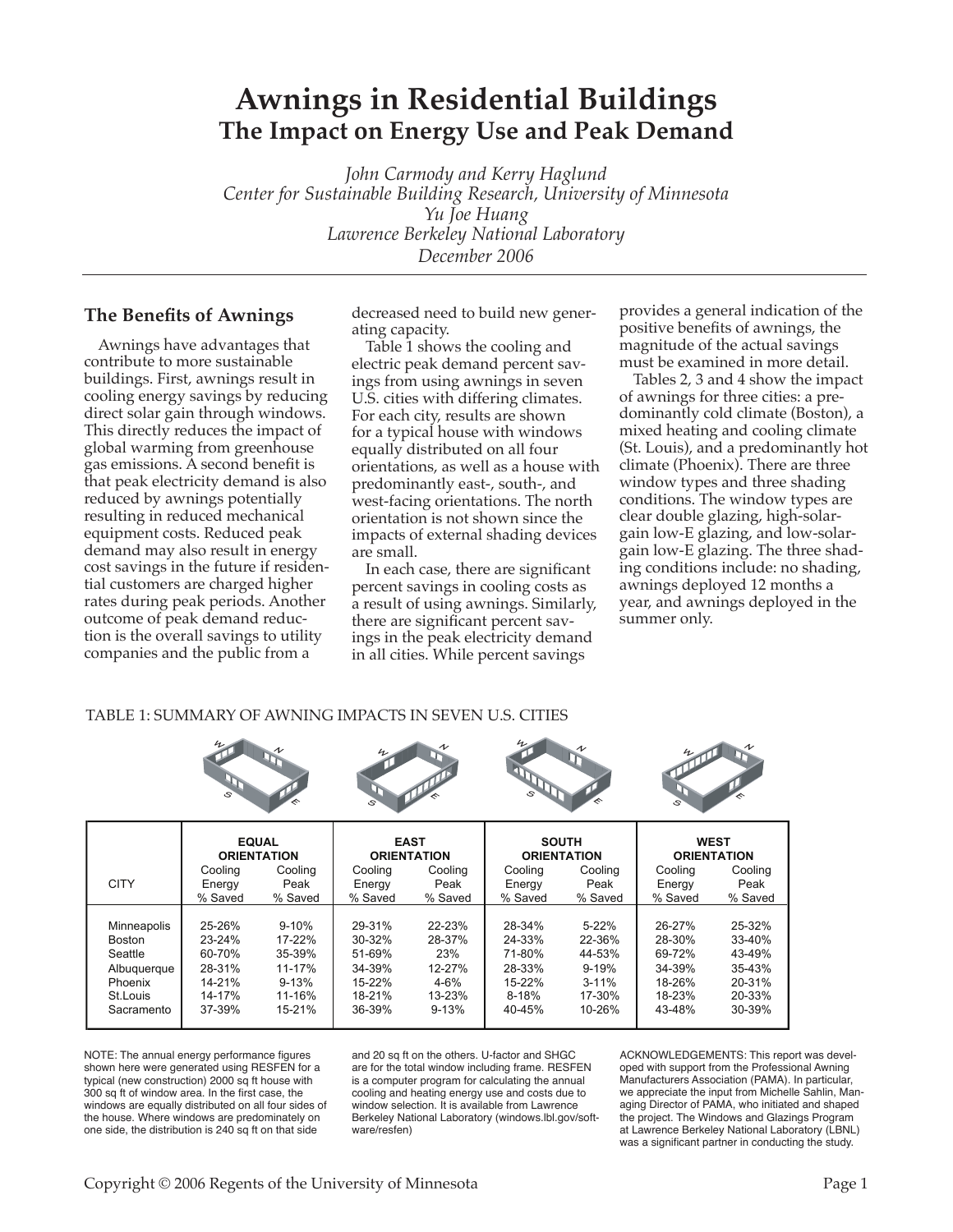# Awnings in Residential Buildings
## The Impact on Energy Use and Peak Demand

*John Carmody and Kerry Haglund*
*Center for Sustainable Building Research, University of Minnesota*
*Yu Joe Huang*
*Lawrence Berkeley National Laboratory*
*December 2006*

### The Benefits of Awnings

Awnings have advantages that contribute to more sustainable buildings. First, awnings result in cooling energy savings by reducing direct solar gain through windows. This directly reduces the impact of global warming from greenhouse gas emissions. A second benefit is that peak electricity demand is also reduced by awnings potentially resulting in reduced mechanical equipment costs. Reduced peak demand may also result in energy cost savings in the future if residential customers are charged higher rates during peak periods. Another outcome of peak demand reduction is the overall savings to utility companies and the public from a decreased need to build new generating capacity.

Table 1 shows the cooling and electric peak demand percent savings from using awnings in seven U.S. cities with differing climates. For each city, results are shown for a typical house with windows equally distributed on all four orientations, as well as a house with predominantly east-, south-, and west-facing orientations. The north orientation is not shown since the impacts of external shading devices are small.

In each case, there are significant percent savings in cooling costs as a result of using awnings. Similarly, there are significant percent savings in the peak electricity demand in all cities. While percent savings provides a general indication of the positive benefits of awnings, the magnitude of the actual savings must be examined in more detail.

Tables 2, 3 and 4 show the impact of awnings for three cities: a predominantly cold climate (Boston), a mixed heating and cooling climate (St. Louis), and a predominantly hot climate (Phoenix). There are three window types and three shading conditions. The window types are clear double glazing, high-solar-gain low-E glazing, and low-solar-gain low-E glazing. The three shading conditions include: no shading, awnings deployed 12 months a year, and awnings deployed in the summer only.

TABLE 1: SUMMARY OF AWNING IMPACTS IN SEVEN U.S. CITIES

| CITY | EQUAL ORIENTATION | | EAST ORIENTATION | | SOUTH ORIENTATION | | WEST ORIENTATION | |
|---|---|---|---|---|---|---|---|---|
| | Cooling Energy % Saved | Cooling Peak % Saved | Cooling Energy % Saved | Cooling Peak % Saved | Cooling Energy % Saved | Cooling Peak % Saved | Cooling Energy % Saved | Cooling Peak % Saved |
| Minneapolis | 25-26% | 9-10% | 29-31% | 22-23% | 28-34% | 5-22% | 26-27% | 25-32% |
| Boston | 23-24% | 17-22% | 30-32% | 28-37% | 24-33% | 22-36% | 28-30% | 33-40% |
| Seattle | 60-70% | 35-39% | 51-69% | 23% | 71-80% | 44-53% | 69-72% | 43-49% |
| Albuquerque | 28-31% | 11-17% | 34-39% | 12-27% | 28-33% | 9-19% | 34-39% | 35-43% |
| Phoenix | 14-21% | 9-13% | 15-22% | 4-6% | 15-22% | 3-11% | 18-26% | 20-31% |
| St.Louis | 14-17% | 11-16% | 18-21% | 13-23% | 8-18% | 17-30% | 18-23% | 20-33% |
| Sacramento | 37-39% | 15-21% | 36-39% | 9-13% | 40-45% | 10-26% | 43-48% | 30-39% |

NOTE: The annual energy performance figures shown here were generated using RESFEN for a typical (new construction) 2000 sq ft house with 300 sq ft of window area. In the first case, the windows are equally distributed on all four sides of the house. Where windows are predominately on one side, the distribution is 240 sq ft on that side and 20 sq ft on the others. U-factor and SHGC are for the total window including frame. RESFEN is a computer program for calculating the annual cooling and heating energy use and costs due to window selection. It is available from Lawrence Berkeley National Laboratory (windows.lbl.gov/software/resfen)

ACKNOWLEDGEMENTS: This report was developed with support from the Professional Awning Manufacturers Association (PAMA). In particular, we appreciate the input from Michelle Sahlin, Managing Director of PAMA, who initiated and shaped the project. The Windows and Glazings Program at Lawrence Berkeley National Laboratory (LBNL) was a significant partner in conducting the study.

Copyright © 2006 Regents of the University of Minnesota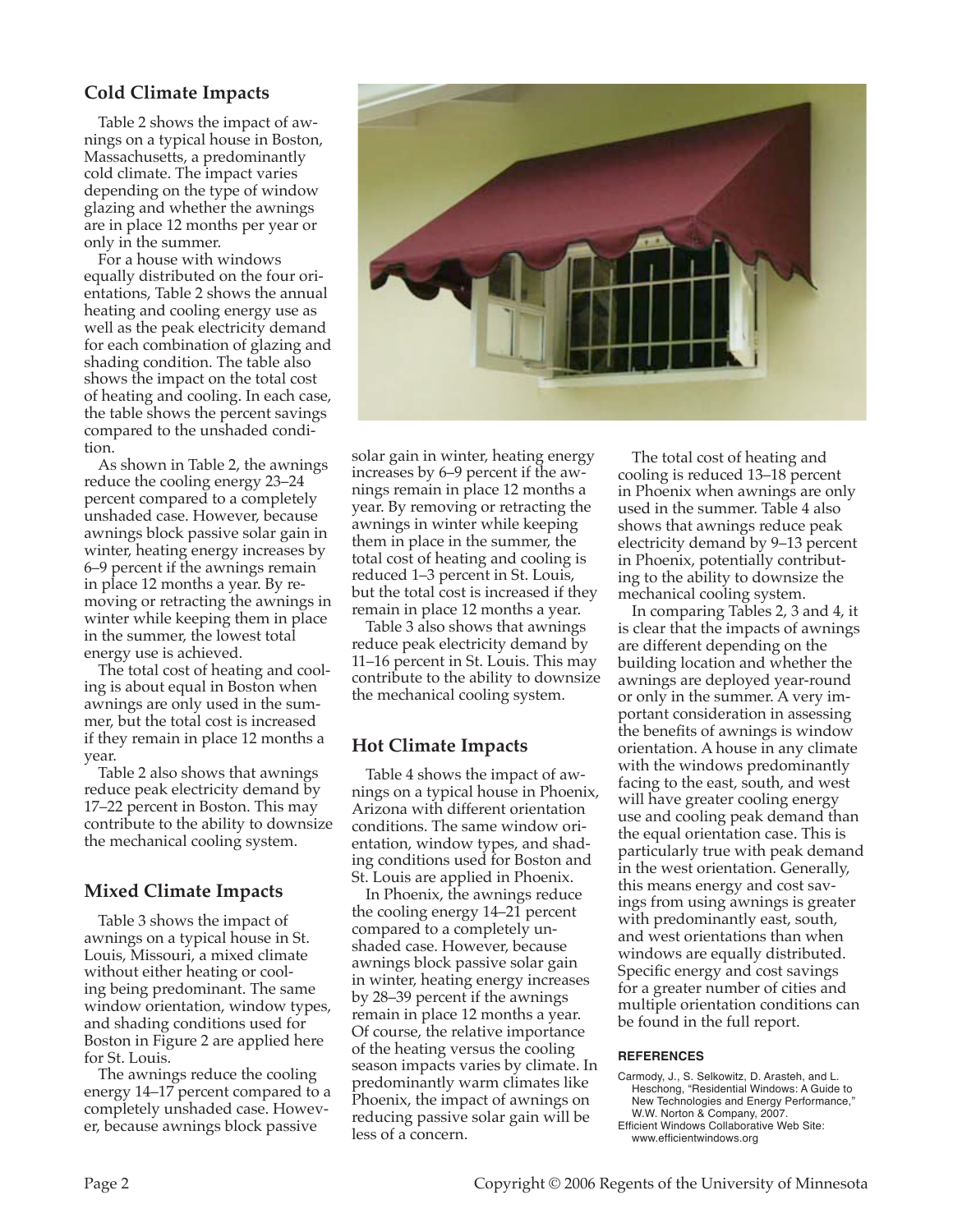## Cold Climate Impacts

Table 2 shows the impact of awnings on a typical house in Boston, Massachusetts, a predominantly cold climate. The impact varies depending on the type of window glazing and whether the awnings are in place 12 months per year or only in the summer.

For a house with windows equally distributed on the four orientations, Table 2 shows the annual heating and cooling energy use as well as the peak electricity demand for each combination of glazing and shading condition. The table also shows the impact on the total cost of heating and cooling. In each case, the table shows the percent savings compared to the unshaded condition.

As shown in Table 2, the awnings reduce the cooling energy 23–24 percent compared to a completely unshaded case. However, because awnings block passive solar gain in winter, heating energy increases by 6–9 percent if the awnings remain in place 12 months a year. By removing or retracting the awnings in winter while keeping them in place in the summer, the lowest total energy use is achieved.

The total cost of heating and cooling is about equal in Boston when awnings are only used in the summer, but the total cost is increased if they remain in place 12 months a year.

Table 2 also shows that awnings reduce peak electricity demand by 17–22 percent in Boston. This may contribute to the ability to downsize the mechanical cooling system.

## Mixed Climate Impacts

Table 3 shows the impact of awnings on a typical house in St. Louis, Missouri, a mixed climate without either heating or cooling being predominant. The same window orientation, window types, and shading conditions used for Boston in Figure 2 are applied here for St. Louis.

The awnings reduce the cooling energy 14–17 percent compared to a completely unshaded case. However, because awnings block passive solar gain in winter, heating energy increases by 6–9 percent if the awnings remain in place 12 months a year. By removing or retracting the awnings in winter while keeping them in place in the summer, the total cost of heating and cooling is reduced 1–3 percent in St. Louis, but the total cost is increased if they remain in place 12 months a year.

Table 3 also shows that awnings reduce peak electricity demand by 11–16 percent in St. Louis. This may contribute to the ability to downsize the mechanical cooling system.

## Hot Climate Impacts

Table 4 shows the impact of awnings on a typical house in Phoenix, Arizona with different orientation conditions. The same window orientation, window types, and shading conditions used for Boston and St. Louis are applied in Phoenix.

In Phoenix, the awnings reduce the cooling energy 14–21 percent compared to a completely unshaded case. However, because awnings block passive solar gain in winter, heating energy increases by 28–39 percent if the awnings remain in place 12 months a year. Of course, the relative importance of the heating versus the cooling season impacts varies by climate. In predominantly warm climates like Phoenix, the impact of awnings on reducing passive solar gain will be less of a concern.

The total cost of heating and cooling is reduced 13–18 percent in Phoenix when awnings are only used in the summer. Table 4 also shows that awnings reduce peak electricity demand by 9–13 percent in Phoenix, potentially contributing to the ability to downsize the mechanical cooling system.

In comparing Tables 2, 3 and 4, it is clear that the impacts of awnings are different depending on the building location and whether the awnings are deployed year-round or only in the summer. A very important consideration in assessing the benefits of awnings is window orientation. A house in any climate with the windows predominantly facing to the east, south, and west will have greater cooling energy use and cooling peak demand than the equal orientation case. This is particularly true with peak demand in the west orientation. Generally, this means energy and cost savings from using awnings is greater with predominantly east, south, and west orientations than when windows are equally distributed. Specific energy and cost savings for a greater number of cities and multiple orientation conditions can be found in the full report.

### REFERENCES

Carmody, J., S. Selkowitz, D. Arasteh, and L. Heschong, "Residential Windows: A Guide to New Technologies and Energy Performance," W.W. Norton & Company, 2007.

Efficient Windows Collaborative Web Site: www.efficientwindows.org

Copyright © 2006 Regents of the University of Minnesota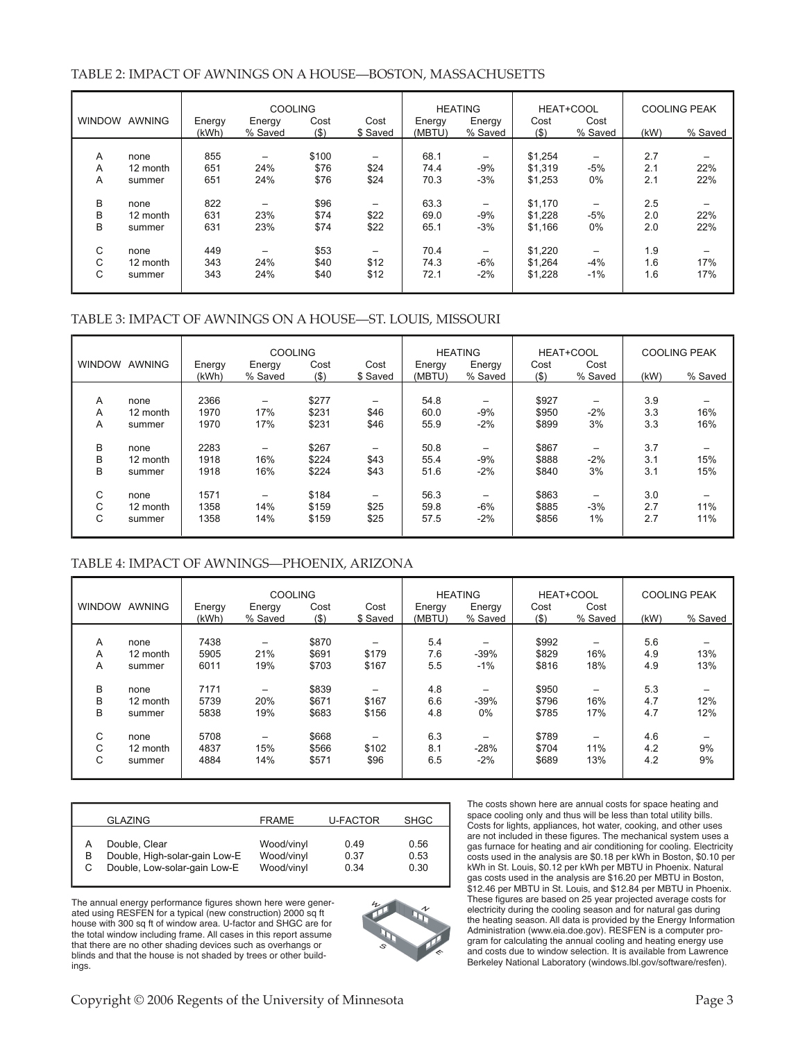TABLE 2: IMPACT OF AWNINGS ON A HOUSE—BOSTON, MASSACHUSETTS

| WINDOW | AWNING | COOLING | | | | HEATING | | HEAT+COOL | | COOLING PEAK | |
|---|---|---|---|---|---|---|---|---|---|---|---|
| | | Energy (kWh) | Energy % Saved | Cost ($) | Cost $ Saved | Energy (MBTU) | Energy % Saved | Cost ($) | Cost % Saved | (kW) | % Saved |
| A | none | 855 | – | $100 | – | 68.1 | – | $1,254 | – | 2.7 | – |
| A | 12 month | 651 | 24% | $76 | $24 | 74.4 | -9% | $1,319 | -5% | 2.1 | 22% |
| A | summer | 651 | 24% | $76 | $24 | 70.3 | -3% | $1,253 | 0% | 2.1 | 22% |
| B | none | 822 | – | $96 | – | 63.3 | – | $1,170 | – | 2.5 | – |
| B | 12 month | 631 | 23% | $74 | $22 | 69.0 | -9% | $1,228 | -5% | 2.0 | 22% |
| B | summer | 631 | 23% | $74 | $22 | 65.1 | -3% | $1,166 | 0% | 2.0 | 22% |
| C | none | 449 | – | $53 | – | 70.4 | – | $1,220 | – | 1.9 | – |
| C | 12 month | 343 | 24% | $40 | $12 | 74.3 | -6% | $1,264 | -4% | 1.6 | 17% |
| C | summer | 343 | 24% | $40 | $12 | 72.1 | -2% | $1,228 | -1% | 1.6 | 17% |

TABLE 3: IMPACT OF AWNINGS ON A HOUSE—ST. LOUIS, MISSOURI

| WINDOW | AWNING | COOLING | | | | HEATING | | HEAT+COOL | | COOLING PEAK | |
|---|---|---|---|---|---|---|---|---|---|---|---|
| | | Energy (kWh) | Energy % Saved | Cost ($) | Cost $ Saved | Energy (MBTU) | Energy % Saved | Cost ($) | Cost % Saved | (kW) | % Saved |
| A | none | 2366 | – | $277 | – | 54.8 | – | $927 | – | 3.9 | – |
| A | 12 month | 1970 | 17% | $231 | $46 | 60.0 | -9% | $950 | -2% | 3.3 | 16% |
| A | summer | 1970 | 17% | $231 | $46 | 55.9 | -2% | $899 | 3% | 3.3 | 16% |
| B | none | 2283 | – | $267 | – | 50.8 | – | $867 | – | 3.7 | – |
| B | 12 month | 1918 | 16% | $224 | $43 | 55.4 | -9% | $888 | -2% | 3.1 | 15% |
| B | summer | 1918 | 16% | $224 | $43 | 51.6 | -2% | $840 | 3% | 3.1 | 15% |
| C | none | 1571 | – | $184 | – | 56.3 | – | $863 | – | 3.0 | – |
| C | 12 month | 1358 | 14% | $159 | $25 | 59.8 | -6% | $885 | -3% | 2.7 | 11% |
| C | summer | 1358 | 14% | $159 | $25 | 57.5 | -2% | $856 | 1% | 2.7 | 11% |

TABLE 4: IMPACT OF AWNINGS—PHOENIX, ARIZONA

| WINDOW | AWNING | COOLING | | | | HEATING | | HEAT+COOL | | COOLING PEAK | |
|---|---|---|---|---|---|---|---|---|---|---|---|
| | | Energy (kWh) | Energy % Saved | Cost ($) | Cost $ Saved | Energy (MBTU) | Energy % Saved | Cost ($) | Cost % Saved | (kW) | % Saved |
| A | none | 7438 | – | $870 | – | 5.4 | – | $992 | – | 5.6 | – |
| A | 12 month | 5905 | 21% | $691 | $179 | 7.6 | -39% | $829 | 16% | 4.9 | 13% |
| A | summer | 6011 | 19% | $703 | $167 | 5.5 | -1% | $816 | 18% | 4.9 | 13% |
| B | none | 7171 | – | $839 | – | 4.8 | – | $950 | – | 5.3 | – |
| B | 12 month | 5739 | 20% | $671 | $167 | 6.6 | -39% | $796 | 16% | 4.7 | 12% |
| B | summer | 5838 | 19% | $683 | $156 | 4.8 | 0% | $785 | 17% | 4.7 | 12% |
| C | none | 5708 | – | $668 | – | 6.3 | – | $789 | – | 4.6 | – |
| C | 12 month | 4837 | 15% | $566 | $102 | 8.1 | -28% | $704 | 11% | 4.2 | 9% |
| C | summer | 4884 | 14% | $571 | $96 | 6.5 | -2% | $689 | 13% | 4.2 | 9% |

| | GLAZING | FRAME | U-FACTOR | SHGC |
|---|---|---|---|---|
| A | Double, Clear | Wood/vinyl | 0.49 | 0.56 |
| B | Double, High-solar-gain Low-E | Wood/vinyl | 0.37 | 0.53 |
| C | Double, Low-solar-gain Low-E | Wood/vinyl | 0.34 | 0.30 |

The annual energy performance figures shown here were generated using RESFEN for a typical (new construction) 2000 sq ft house with 300 sq ft of window area. U-factor and SHGC are for the total window including frame. All cases in this report assume that there are no other shading devices such as overhangs or blinds and that the house is not shaded by trees or other buildings.

W N S E

The costs shown here are annual costs for space heating and space cooling only and thus will be less than total utility bills. Costs for lights, appliances, hot water, cooking, and other uses are not included in these figures. The mechanical system uses a gas furnace for heating and air conditioning for cooling. Electricity costs used in the analysis are $0.18 per kWh in Boston, $0.10 per kWh in St. Louis, $0.12 per kWh per MBTU in Phoenix. Natural gas costs used in the analysis are $16.20 per MBTU in Boston, $12.46 per MBTU in St. Louis, and $12.84 per MBTU in Phoenix. These figures are based on 25 year projected average costs for electricity during the cooling season and for natural gas during the heating season. All data is provided by the Energy Information Administration (www.eia.doe.gov). RESFEN is a computer program for calculating the annual cooling and heating energy use and costs due to window selection. It is available from Lawrence Berkeley National Laboratory (windows.lbl.gov/software/resfen).

Copyright © 2006 Regents of the University of Minnesota